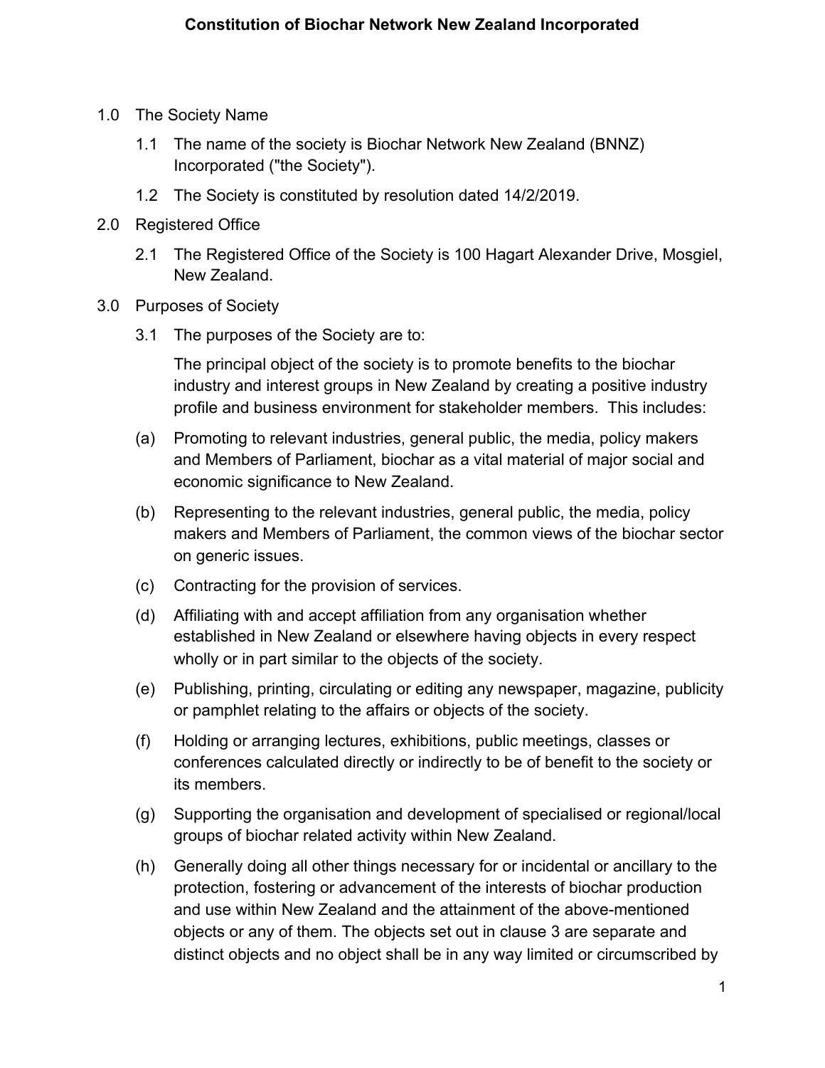# Constitution of Biochar Network New Zealand Incorporated

1.0 The Society Name

1.1 The name of the society is Biochar Network New Zealand (BNNZ) Incorporated ("the Society").

1.2 The Society is constituted by resolution dated 14/2/2019.

2.0 Registered Office

2.1 The Registered Office of the Society is 100 Hagart Alexander Drive, Mosgiel, New Zealand.

3.0 Purposes of Society

3.1 The purposes of the Society are to:

The principal object of the society is to promote benefits to the biochar industry and interest groups in New Zealand by creating a positive industry profile and business environment for stakeholder members. This includes:

(a) Promoting to relevant industries, general public, the media, policy makers and Members of Parliament, biochar as a vital material of major social and economic significance to New Zealand.

(b) Representing to the relevant industries, general public, the media, policy makers and Members of Parliament, the common views of the biochar sector on generic issues.

(c) Contracting for the provision of services.

(d) Affiliating with and accept affiliation from any organisation whether established in New Zealand or elsewhere having objects in every respect wholly or in part similar to the objects of the society.

(e) Publishing, printing, circulating or editing any newspaper, magazine, publicity or pamphlet relating to the affairs or objects of the society.

(f) Holding or arranging lectures, exhibitions, public meetings, classes or conferences calculated directly or indirectly to be of benefit to the society or its members.

(g) Supporting the organisation and development of specialised or regional/local groups of biochar related activity within New Zealand.

(h) Generally doing all other things necessary for or incidental or ancillary to the protection, fostering or advancement of the interests of biochar production and use within New Zealand and the attainment of the above-mentioned objects or any of them. The objects set out in clause 3 are separate and distinct objects and no object shall be in any way limited or circumscribed by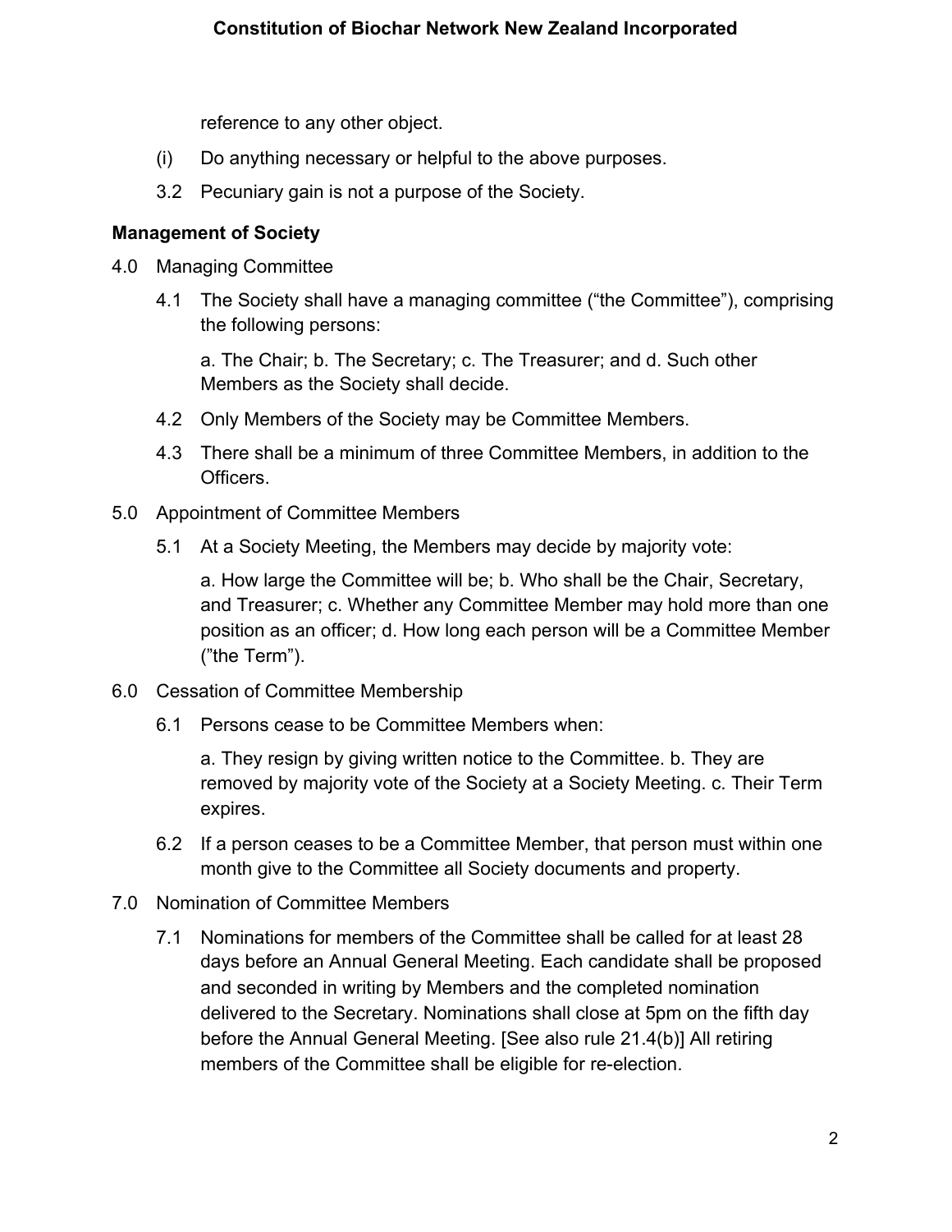reference to any other object.

(i) Do anything necessary or helpful to the above purposes.

3.2 Pecuniary gain is not a purpose of the Society.

**Management of Society**

4.0 Managing Committee

4.1 The Society shall have a managing committee (“the Committee”), comprising the following persons:

a. The Chair; b. The Secretary; c. The Treasurer; and d. Such other Members as the Society shall decide.

4.2 Only Members of the Society may be Committee Members.

4.3 There shall be a minimum of three Committee Members, in addition to the Officers.

5.0 Appointment of Committee Members

5.1 At a Society Meeting, the Members may decide by majority vote:

a. How large the Committee will be; b. Who shall be the Chair, Secretary, and Treasurer; c. Whether any Committee Member may hold more than one position as an officer; d. How long each person will be a Committee Member (”the Term”).

6.0 Cessation of Committee Membership

6.1 Persons cease to be Committee Members when:

a. They resign by giving written notice to the Committee. b. They are removed by majority vote of the Society at a Society Meeting. c. Their Term expires.

6.2 If a person ceases to be a Committee Member, that person must within one month give to the Committee all Society documents and property.

7.0 Nomination of Committee Members

7.1 Nominations for members of the Committee shall be called for at least 28 days before an Annual General Meeting. Each candidate shall be proposed and seconded in writing by Members and the completed nomination delivered to the Secretary. Nominations shall close at 5pm on the fifth day before the Annual General Meeting. [See also rule 21.4(b)] All retiring members of the Committee shall be eligible for re-election.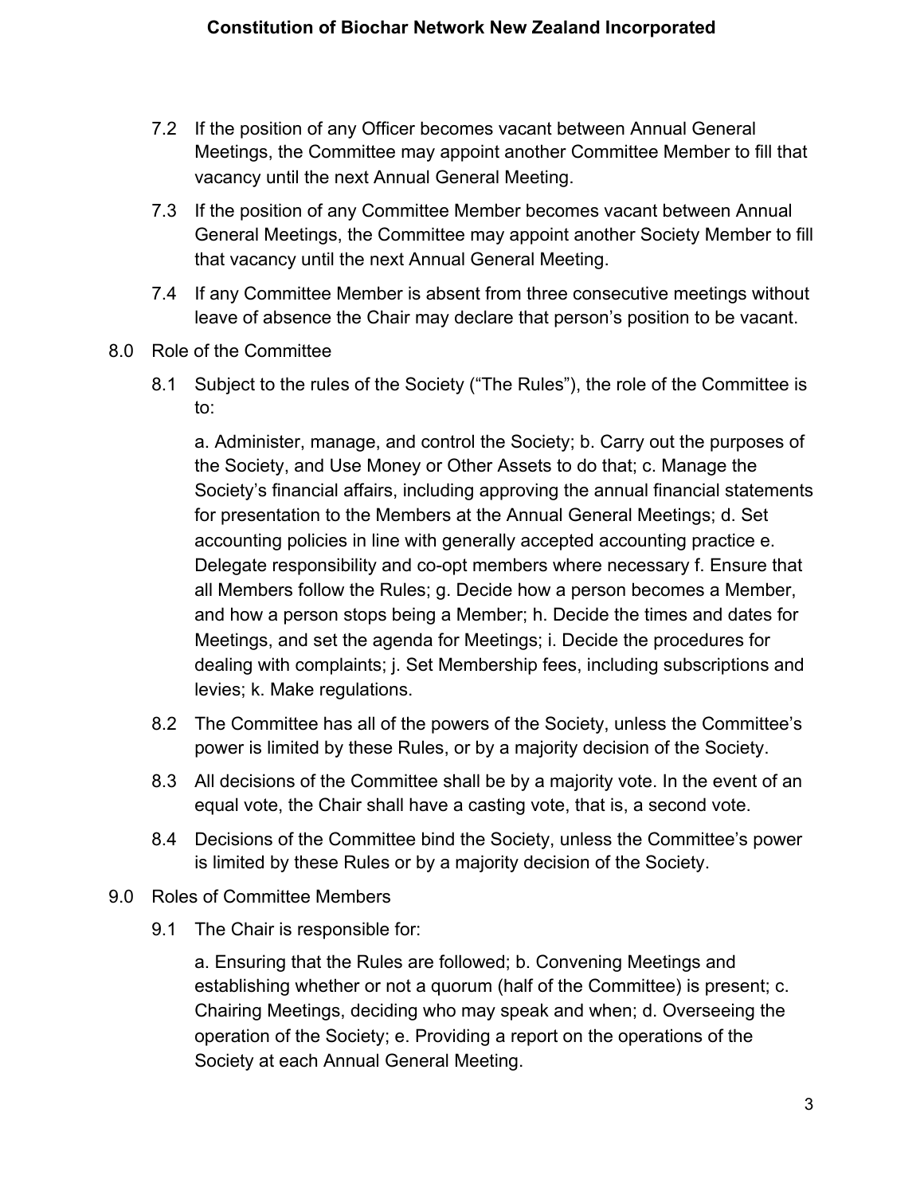7.2 If the position of any Officer becomes vacant between Annual General Meetings, the Committee may appoint another Committee Member to fill that vacancy until the next Annual General Meeting.

7.3 If the position of any Committee Member becomes vacant between Annual General Meetings, the Committee may appoint another Society Member to fill that vacancy until the next Annual General Meeting.

7.4 If any Committee Member is absent from three consecutive meetings without leave of absence the Chair may declare that person's position to be vacant.

8.0 Role of the Committee

8.1 Subject to the rules of the Society ("The Rules"), the role of the Committee is to:

a. Administer, manage, and control the Society; b. Carry out the purposes of the Society, and Use Money or Other Assets to do that; c. Manage the Society's financial affairs, including approving the annual financial statements for presentation to the Members at the Annual General Meetings; d. Set accounting policies in line with generally accepted accounting practice e. Delegate responsibility and co-opt members where necessary f. Ensure that all Members follow the Rules; g. Decide how a person becomes a Member, and how a person stops being a Member; h. Decide the times and dates for Meetings, and set the agenda for Meetings; i. Decide the procedures for dealing with complaints; j. Set Membership fees, including subscriptions and levies; k. Make regulations.

8.2 The Committee has all of the powers of the Society, unless the Committee's power is limited by these Rules, or by a majority decision of the Society.

8.3 All decisions of the Committee shall be by a majority vote. In the event of an equal vote, the Chair shall have a casting vote, that is, a second vote.

8.4 Decisions of the Committee bind the Society, unless the Committee's power is limited by these Rules or by a majority decision of the Society.

9.0 Roles of Committee Members

9.1 The Chair is responsible for:

a. Ensuring that the Rules are followed; b. Convening Meetings and establishing whether or not a quorum (half of the Committee) is present; c. Chairing Meetings, deciding who may speak and when; d. Overseeing the operation of the Society; e. Providing a report on the operations of the Society at each Annual General Meeting.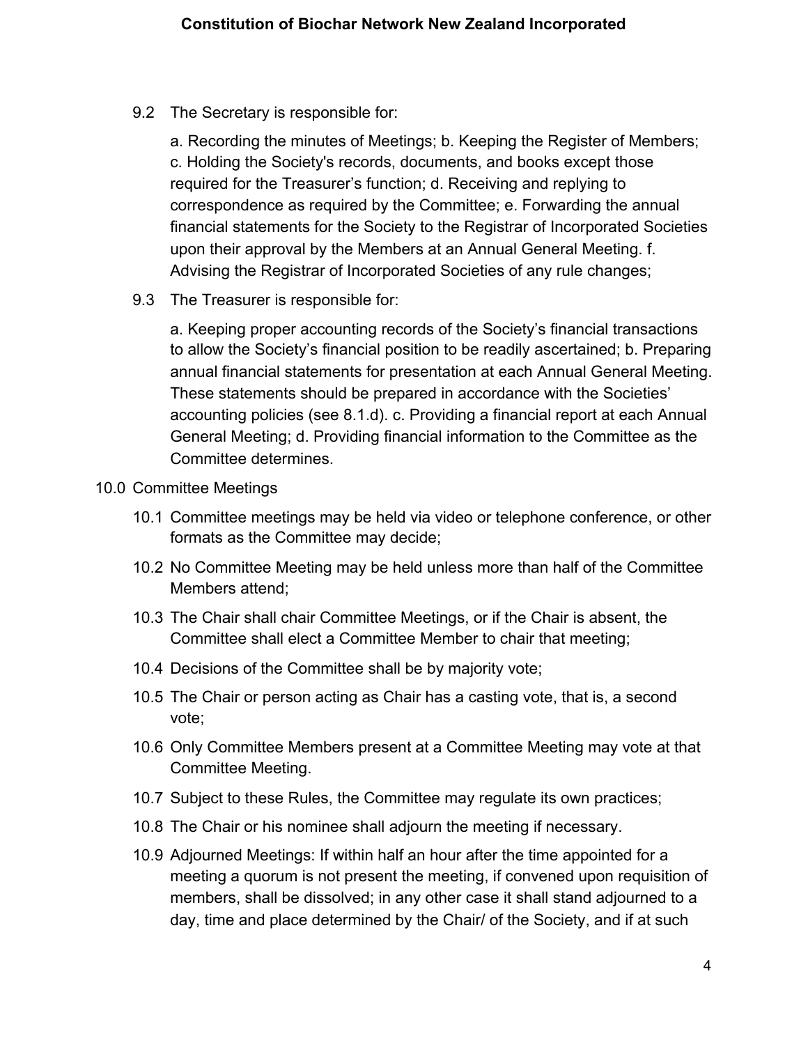9.2 The Secretary is responsible for:

a. Recording the minutes of Meetings; b. Keeping the Register of Members; c. Holding the Society's records, documents, and books except those required for the Treasurer’s function; d. Receiving and replying to correspondence as required by the Committee; e. Forwarding the annual financial statements for the Society to the Registrar of Incorporated Societies upon their approval by the Members at an Annual General Meeting. f. Advising the Registrar of Incorporated Societies of any rule changes;

9.3 The Treasurer is responsible for:

a. Keeping proper accounting records of the Society’s financial transactions to allow the Society’s financial position to be readily ascertained; b. Preparing annual financial statements for presentation at each Annual General Meeting. These statements should be prepared in accordance with the Societies’ accounting policies (see 8.1.d). c. Providing a financial report at each Annual General Meeting; d. Providing financial information to the Committee as the Committee determines.

10.0 Committee Meetings

10.1 Committee meetings may be held via video or telephone conference, or other formats as the Committee may decide;

10.2 No Committee Meeting may be held unless more than half of the Committee Members attend;

10.3 The Chair shall chair Committee Meetings, or if the Chair is absent, the Committee shall elect a Committee Member to chair that meeting;

10.4 Decisions of the Committee shall be by majority vote;

10.5 The Chair or person acting as Chair has a casting vote, that is, a second vote;

10.6 Only Committee Members present at a Committee Meeting may vote at that Committee Meeting.

10.7 Subject to these Rules, the Committee may regulate its own practices;

10.8 The Chair or his nominee shall adjourn the meeting if necessary.

10.9 Adjourned Meetings: If within half an hour after the time appointed for a meeting a quorum is not present the meeting, if convened upon requisition of members, shall be dissolved; in any other case it shall stand adjourned to a day, time and place determined by the Chair/ of the Society, and if at such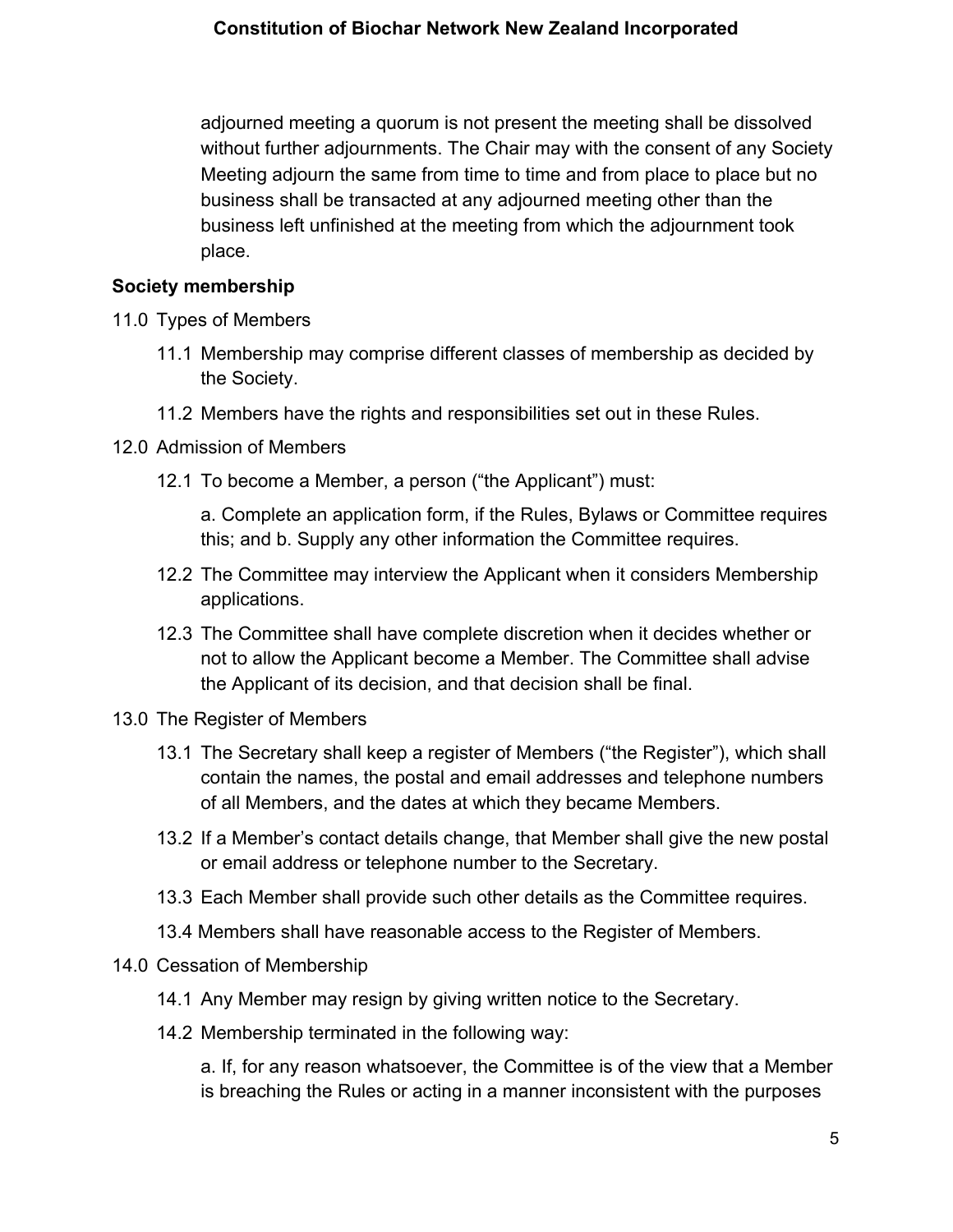adjourned meeting a quorum is not present the meeting shall be dissolved without further adjournments. The Chair may with the consent of any Society Meeting adjourn the same from time to time and from place to place but no business shall be transacted at any adjourned meeting other than the business left unfinished at the meeting from which the adjournment took place.

**Society membership**

11.0 Types of Members

11.1 Membership may comprise different classes of membership as decided by the Society.

11.2 Members have the rights and responsibilities set out in these Rules.

12.0 Admission of Members

12.1 To become a Member, a person ("the Applicant") must:

a. Complete an application form, if the Rules, Bylaws or Committee requires this; and b. Supply any other information the Committee requires.

12.2 The Committee may interview the Applicant when it considers Membership applications.

12.3 The Committee shall have complete discretion when it decides whether or not to allow the Applicant become a Member. The Committee shall advise the Applicant of its decision, and that decision shall be final.

13.0 The Register of Members

13.1 The Secretary shall keep a register of Members ("the Register"), which shall contain the names, the postal and email addresses and telephone numbers of all Members, and the dates at which they became Members.

13.2 If a Member's contact details change, that Member shall give the new postal or email address or telephone number to the Secretary.

13.3 Each Member shall provide such other details as the Committee requires.

13.4 Members shall have reasonable access to the Register of Members.

14.0 Cessation of Membership

14.1 Any Member may resign by giving written notice to the Secretary.

14.2 Membership terminated in the following way:

a. If, for any reason whatsoever, the Committee is of the view that a Member is breaching the Rules or acting in a manner inconsistent with the purposes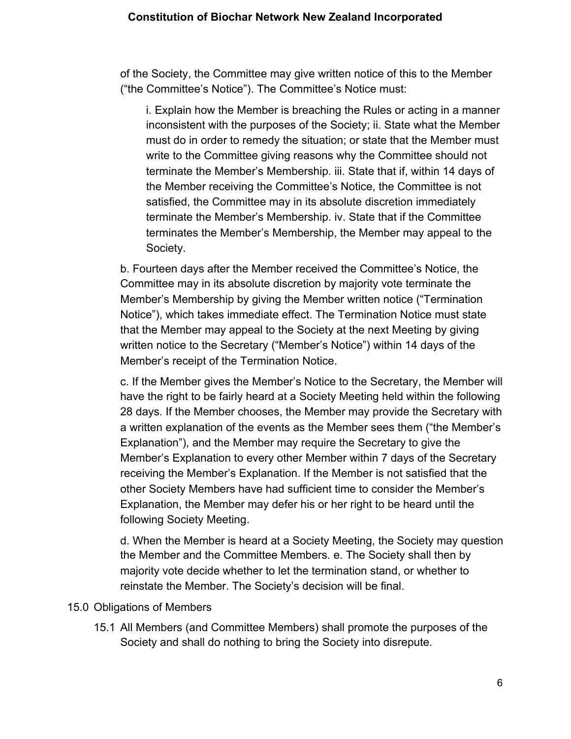of the Society, the Committee may give written notice of this to the Member ("the Committee's Notice"). The Committee's Notice must:

i. Explain how the Member is breaching the Rules or acting in a manner inconsistent with the purposes of the Society; ii. State what the Member must do in order to remedy the situation; or state that the Member must write to the Committee giving reasons why the Committee should not terminate the Member's Membership. iii. State that if, within 14 days of the Member receiving the Committee's Notice, the Committee is not satisfied, the Committee may in its absolute discretion immediately terminate the Member's Membership. iv. State that if the Committee terminates the Member's Membership, the Member may appeal to the Society.

b. Fourteen days after the Member received the Committee's Notice, the Committee may in its absolute discretion by majority vote terminate the Member's Membership by giving the Member written notice ("Termination Notice"), which takes immediate effect. The Termination Notice must state that the Member may appeal to the Society at the next Meeting by giving written notice to the Secretary ("Member's Notice") within 14 days of the Member's receipt of the Termination Notice.

c. If the Member gives the Member's Notice to the Secretary, the Member will have the right to be fairly heard at a Society Meeting held within the following 28 days. If the Member chooses, the Member may provide the Secretary with a written explanation of the events as the Member sees them ("the Member's Explanation"), and the Member may require the Secretary to give the Member's Explanation to every other Member within 7 days of the Secretary receiving the Member's Explanation. If the Member is not satisfied that the other Society Members have had sufficient time to consider the Member's Explanation, the Member may defer his or her right to be heard until the following Society Meeting.

d. When the Member is heard at a Society Meeting, the Society may question the Member and the Committee Members. e. The Society shall then by majority vote decide whether to let the termination stand, or whether to reinstate the Member. The Society's decision will be final.

15.0 Obligations of Members

15.1 All Members (and Committee Members) shall promote the purposes of the Society and shall do nothing to bring the Society into disrepute.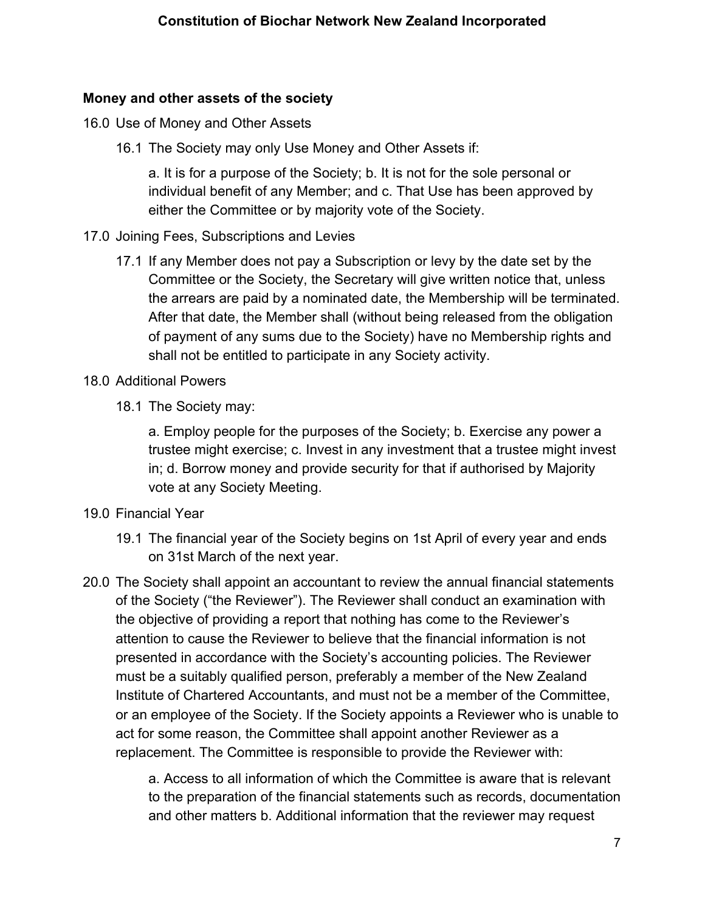## Money and other assets of the society

16.0 Use of Money and Other Assets

16.1 The Society may only Use Money and Other Assets if:

a. It is for a purpose of the Society; b. It is not for the sole personal or individual benefit of any Member; and c. That Use has been approved by either the Committee or by majority vote of the Society.

17.0 Joining Fees, Subscriptions and Levies

17.1 If any Member does not pay a Subscription or levy by the date set by the Committee or the Society, the Secretary will give written notice that, unless the arrears are paid by a nominated date, the Membership will be terminated. After that date, the Member shall (without being released from the obligation of payment of any sums due to the Society) have no Membership rights and shall not be entitled to participate in any Society activity.

18.0 Additional Powers

18.1 The Society may:

a. Employ people for the purposes of the Society; b. Exercise any power a trustee might exercise; c. Invest in any investment that a trustee might invest in; d. Borrow money and provide security for that if authorised by Majority vote at any Society Meeting.

19.0 Financial Year

19.1 The financial year of the Society begins on 1st April of every year and ends on 31st March of the next year.

20.0 The Society shall appoint an accountant to review the annual financial statements of the Society ("the Reviewer"). The Reviewer shall conduct an examination with the objective of providing a report that nothing has come to the Reviewer's attention to cause the Reviewer to believe that the financial information is not presented in accordance with the Society's accounting policies. The Reviewer must be a suitably qualified person, preferably a member of the New Zealand Institute of Chartered Accountants, and must not be a member of the Committee, or an employee of the Society. If the Society appoints a Reviewer who is unable to act for some reason, the Committee shall appoint another Reviewer as a replacement. The Committee is responsible to provide the Reviewer with:

a. Access to all information of which the Committee is aware that is relevant to the preparation of the financial statements such as records, documentation and other matters b. Additional information that the reviewer may request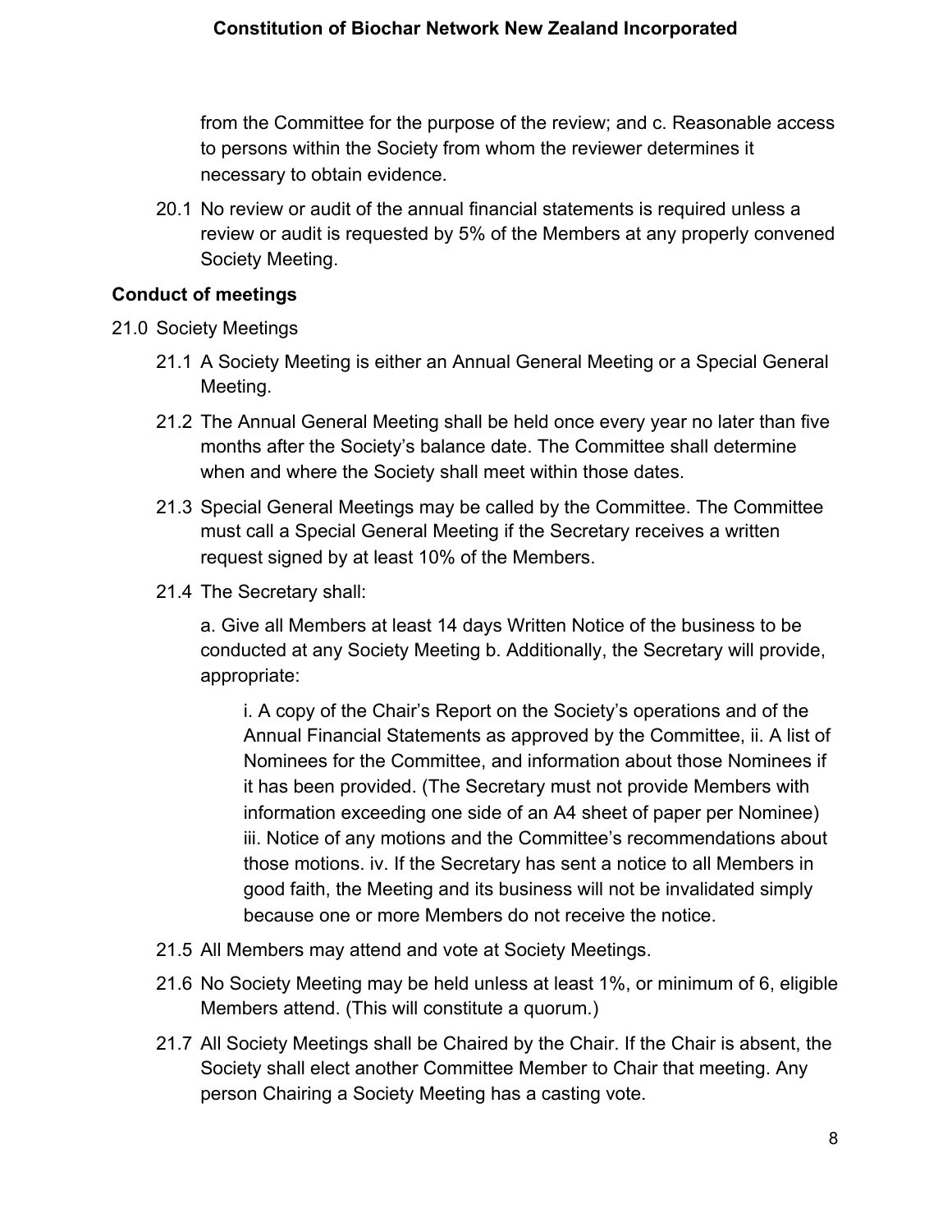from the Committee for the purpose of the review; and c. Reasonable access to persons within the Society from whom the reviewer determines it necessary to obtain evidence.

20.1 No review or audit of the annual financial statements is required unless a review or audit is requested by 5% of the Members at any properly convened Society Meeting.

### Conduct of meetings

21.0 Society Meetings

21.1 A Society Meeting is either an Annual General Meeting or a Special General Meeting.

21.2 The Annual General Meeting shall be held once every year no later than five months after the Society's balance date. The Committee shall determine when and where the Society shall meet within those dates.

21.3 Special General Meetings may be called by the Committee. The Committee must call a Special General Meeting if the Secretary receives a written request signed by at least 10% of the Members.

21.4 The Secretary shall:

a. Give all Members at least 14 days Written Notice of the business to be conducted at any Society Meeting b. Additionally, the Secretary will provide, appropriate:

i. A copy of the Chair's Report on the Society's operations and of the Annual Financial Statements as approved by the Committee, ii. A list of Nominees for the Committee, and information about those Nominees if it has been provided. (The Secretary must not provide Members with information exceeding one side of an A4 sheet of paper per Nominee) iii. Notice of any motions and the Committee's recommendations about those motions. iv. If the Secretary has sent a notice to all Members in good faith, the Meeting and its business will not be invalidated simply because one or more Members do not receive the notice.

21.5 All Members may attend and vote at Society Meetings.

21.6 No Society Meeting may be held unless at least 1%, or minimum of 6, eligible Members attend. (This will constitute a quorum.)

21.7 All Society Meetings shall be Chaired by the Chair. If the Chair is absent, the Society shall elect another Committee Member to Chair that meeting. Any person Chairing a Society Meeting has a casting vote.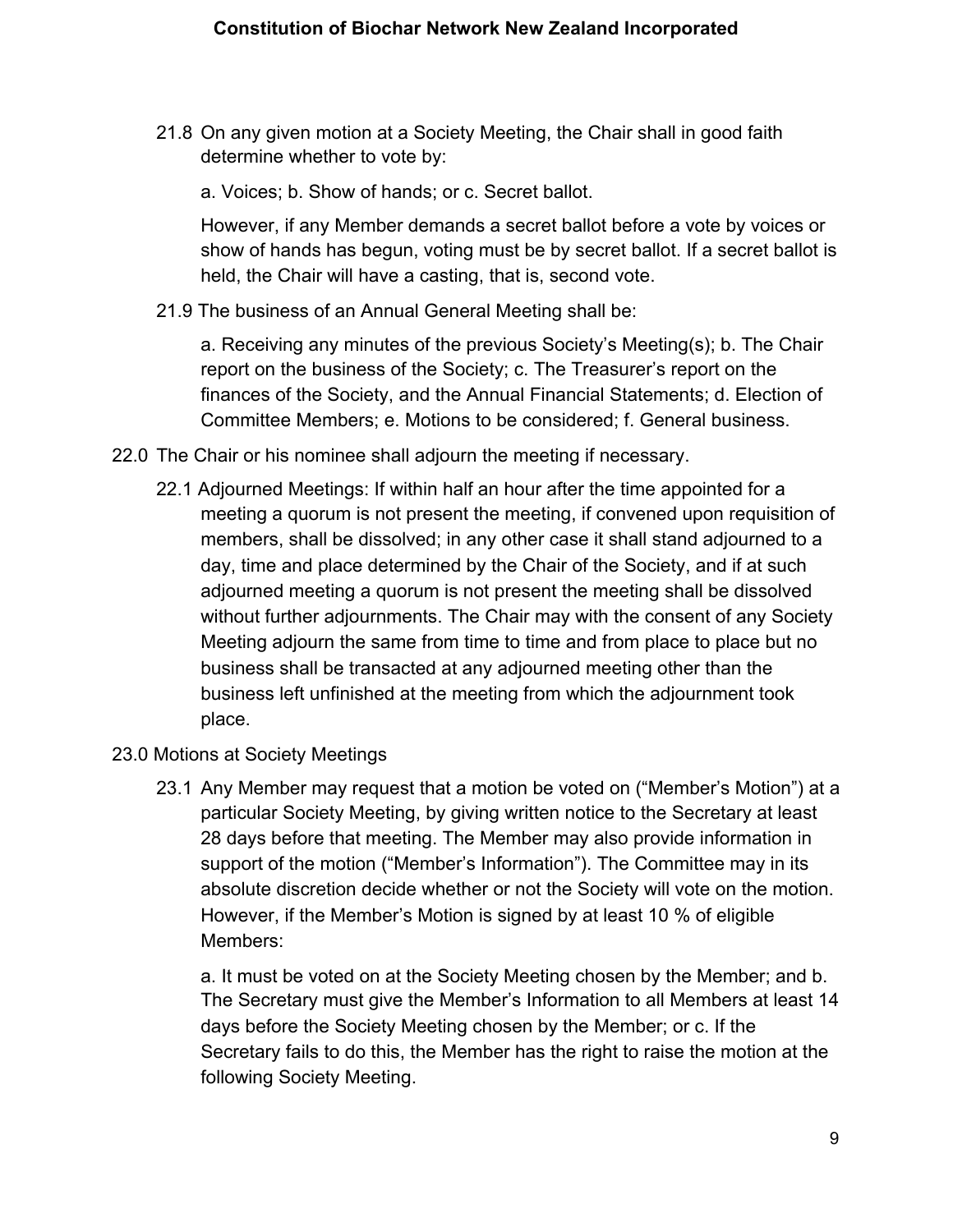21.8 On any given motion at a Society Meeting, the Chair shall in good faith determine whether to vote by:

a. Voices; b. Show of hands; or c. Secret ballot.

However, if any Member demands a secret ballot before a vote by voices or show of hands has begun, voting must be by secret ballot. If a secret ballot is held, the Chair will have a casting, that is, second vote.

21.9 The business of an Annual General Meeting shall be:

a. Receiving any minutes of the previous Society's Meeting(s); b. The Chair report on the business of the Society; c. The Treasurer's report on the finances of the Society, and the Annual Financial Statements; d. Election of Committee Members; e. Motions to be considered; f. General business.

22.0 The Chair or his nominee shall adjourn the meeting if necessary.

22.1 Adjourned Meetings: If within half an hour after the time appointed for a meeting a quorum is not present the meeting, if convened upon requisition of members, shall be dissolved; in any other case it shall stand adjourned to a day, time and place determined by the Chair of the Society, and if at such adjourned meeting a quorum is not present the meeting shall be dissolved without further adjournments. The Chair may with the consent of any Society Meeting adjourn the same from time to time and from place to place but no business shall be transacted at any adjourned meeting other than the business left unfinished at the meeting from which the adjournment took place.

23.0 Motions at Society Meetings

23.1 Any Member may request that a motion be voted on ("Member's Motion") at a particular Society Meeting, by giving written notice to the Secretary at least 28 days before that meeting. The Member may also provide information in support of the motion ("Member's Information"). The Committee may in its absolute discretion decide whether or not the Society will vote on the motion. However, if the Member's Motion is signed by at least 10 % of eligible Members:

a. It must be voted on at the Society Meeting chosen by the Member; and b. The Secretary must give the Member's Information to all Members at least 14 days before the Society Meeting chosen by the Member; or c. If the Secretary fails to do this, the Member has the right to raise the motion at the following Society Meeting.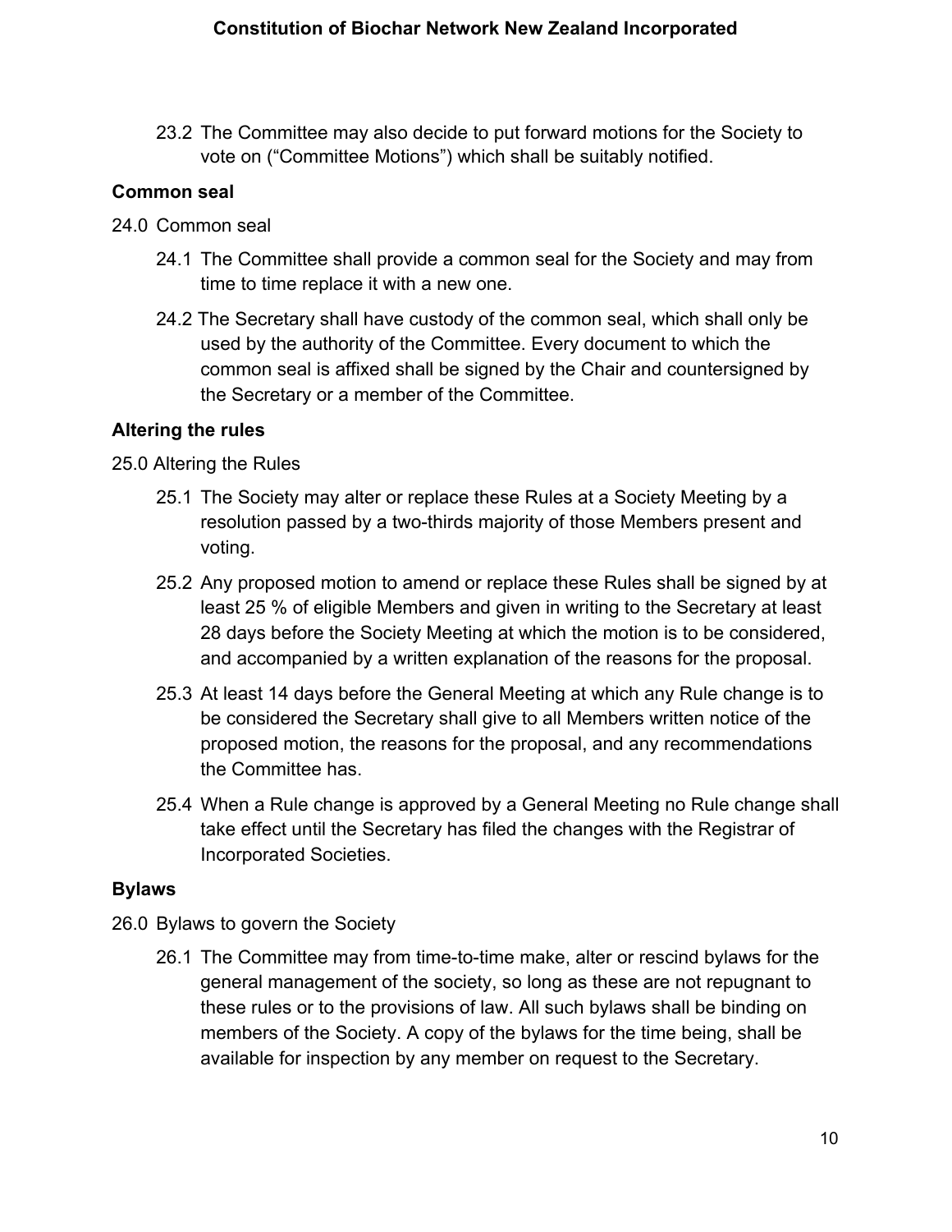23.2 The Committee may also decide to put forward motions for the Society to vote on ("Committee Motions") which shall be suitably notified.

**Common seal**

24.0 Common seal

24.1 The Committee shall provide a common seal for the Society and may from time to time replace it with a new one.

24.2 The Secretary shall have custody of the common seal, which shall only be used by the authority of the Committee. Every document to which the common seal is affixed shall be signed by the Chair and countersigned by the Secretary or a member of the Committee.

**Altering the rules**

25.0 Altering the Rules

25.1 The Society may alter or replace these Rules at a Society Meeting by a resolution passed by a two-thirds majority of those Members present and voting.

25.2 Any proposed motion to amend or replace these Rules shall be signed by at least 25 % of eligible Members and given in writing to the Secretary at least 28 days before the Society Meeting at which the motion is to be considered, and accompanied by a written explanation of the reasons for the proposal.

25.3 At least 14 days before the General Meeting at which any Rule change is to be considered the Secretary shall give to all Members written notice of the proposed motion, the reasons for the proposal, and any recommendations the Committee has.

25.4 When a Rule change is approved by a General Meeting no Rule change shall take effect until the Secretary has filed the changes with the Registrar of Incorporated Societies.

**Bylaws**

26.0 Bylaws to govern the Society

26.1 The Committee may from time-to-time make, alter or rescind bylaws for the general management of the society, so long as these are not repugnant to these rules or to the provisions of law. All such bylaws shall be binding on members of the Society. A copy of the bylaws for the time being, shall be available for inspection by any member on request to the Secretary.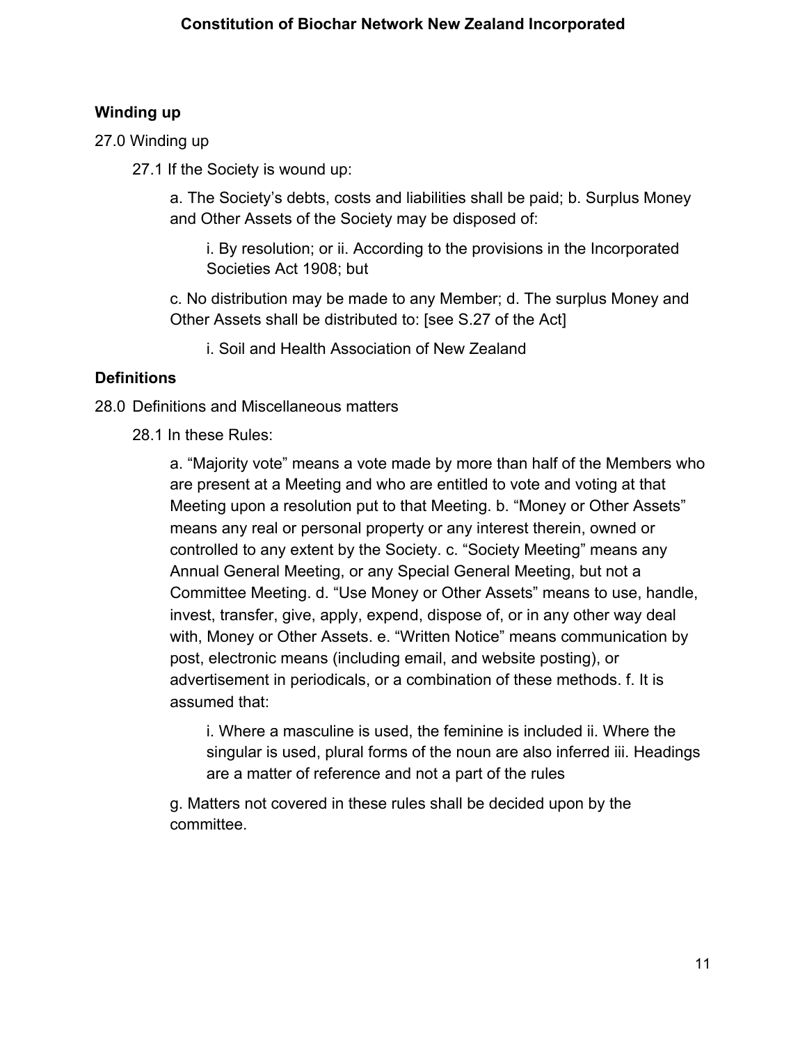## Winding up

27.0 Winding up

27.1 If the Society is wound up:

a. The Society's debts, costs and liabilities shall be paid; b. Surplus Money and Other Assets of the Society may be disposed of:

i. By resolution; or ii. According to the provisions in the Incorporated Societies Act 1908; but

c. No distribution may be made to any Member; d. The surplus Money and Other Assets shall be distributed to: [see S.27 of the Act]

i. Soil and Health Association of New Zealand

## Definitions

28.0 Definitions and Miscellaneous matters

28.1 In these Rules:

a. "Majority vote" means a vote made by more than half of the Members who are present at a Meeting and who are entitled to vote and voting at that Meeting upon a resolution put to that Meeting. b. "Money or Other Assets" means any real or personal property or any interest therein, owned or controlled to any extent by the Society. c. "Society Meeting" means any Annual General Meeting, or any Special General Meeting, but not a Committee Meeting. d. "Use Money or Other Assets" means to use, handle, invest, transfer, give, apply, expend, dispose of, or in any other way deal with, Money or Other Assets. e. "Written Notice" means communication by post, electronic means (including email, and website posting), or advertisement in periodicals, or a combination of these methods. f. It is assumed that:

i. Where a masculine is used, the feminine is included ii. Where the singular is used, plural forms of the noun are also inferred iii. Headings are a matter of reference and not a part of the rules

g. Matters not covered in these rules shall be decided upon by the committee.